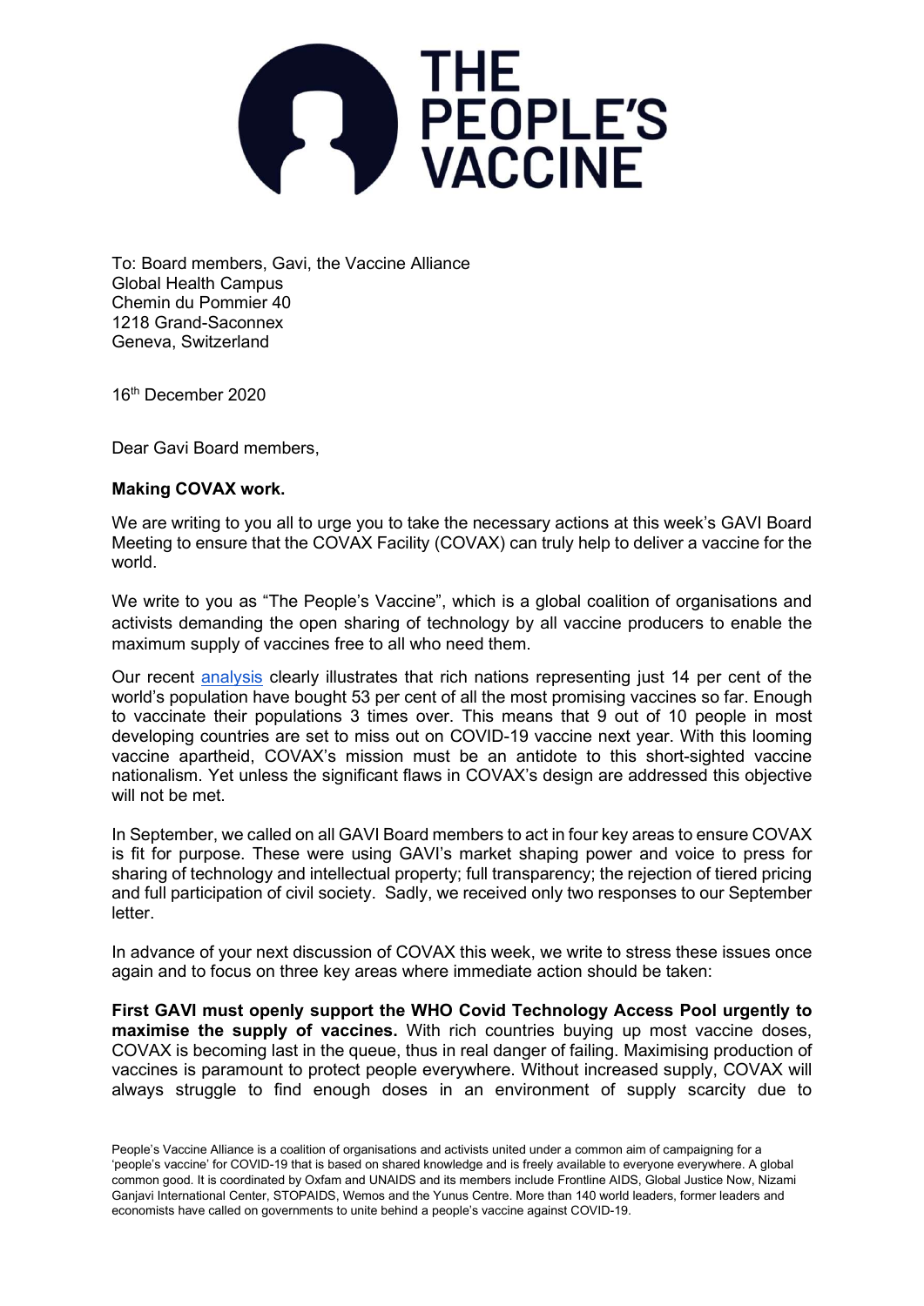THE PEOPLE'S VACCINE

To: Board members, Gavi, the Vaccine Alliance
Global Health Campus
Chemin du Pommier 40
1218 Grand-Saconnex
Geneva, Switzerland

16th December 2020

Dear Gavi Board members,

**Making COVAX work.**

We are writing to you all to urge you to take the necessary actions at this week's GAVI Board Meeting to ensure that the COVAX Facility (COVAX) can truly help to deliver a vaccine for the world.

We write to you as "The People's Vaccine", which is a global coalition of organisations and activists demanding the open sharing of technology by all vaccine producers to enable the maximum supply of vaccines free to all who need them.

Our recent analysis clearly illustrates that rich nations representing just 14 per cent of the world's population have bought 53 per cent of all the most promising vaccines so far. Enough to vaccinate their populations 3 times over. This means that 9 out of 10 people in most developing countries are set to miss out on COVID-19 vaccine next year. With this looming vaccine apartheid, COVAX's mission must be an antidote to this short-sighted vaccine nationalism. Yet unless the significant flaws in COVAX's design are addressed this objective will not be met.

In September, we called on all GAVI Board members to act in four key areas to ensure COVAX is fit for purpose. These were using GAVI's market shaping power and voice to press for sharing of technology and intellectual property; full transparency; the rejection of tiered pricing and full participation of civil society. Sadly, we received only two responses to our September letter.

In advance of your next discussion of COVAX this week, we write to stress these issues once again and to focus on three key areas where immediate action should be taken:

**First GAVI must openly support the WHO Covid Technology Access Pool urgently to maximise the supply of vaccines.** With rich countries buying up most vaccine doses, COVAX is becoming last in the queue, thus in real danger of failing. Maximising production of vaccines is paramount to protect people everywhere. Without increased supply, COVAX will always struggle to find enough doses in an environment of supply scarcity due to

People's Vaccine Alliance is a coalition of organisations and activists united under a common aim of campaigning for a 'people's vaccine' for COVID-19 that is based on shared knowledge and is freely available to everyone everywhere. A global common good. It is coordinated by Oxfam and UNAIDS and its members include Frontline AIDS, Global Justice Now, Nizami Ganjavi International Center, STOPAIDS, Wemos and the Yunus Centre. More than 140 world leaders, former leaders and economists have called on governments to unite behind a people's vaccine against COVID-19.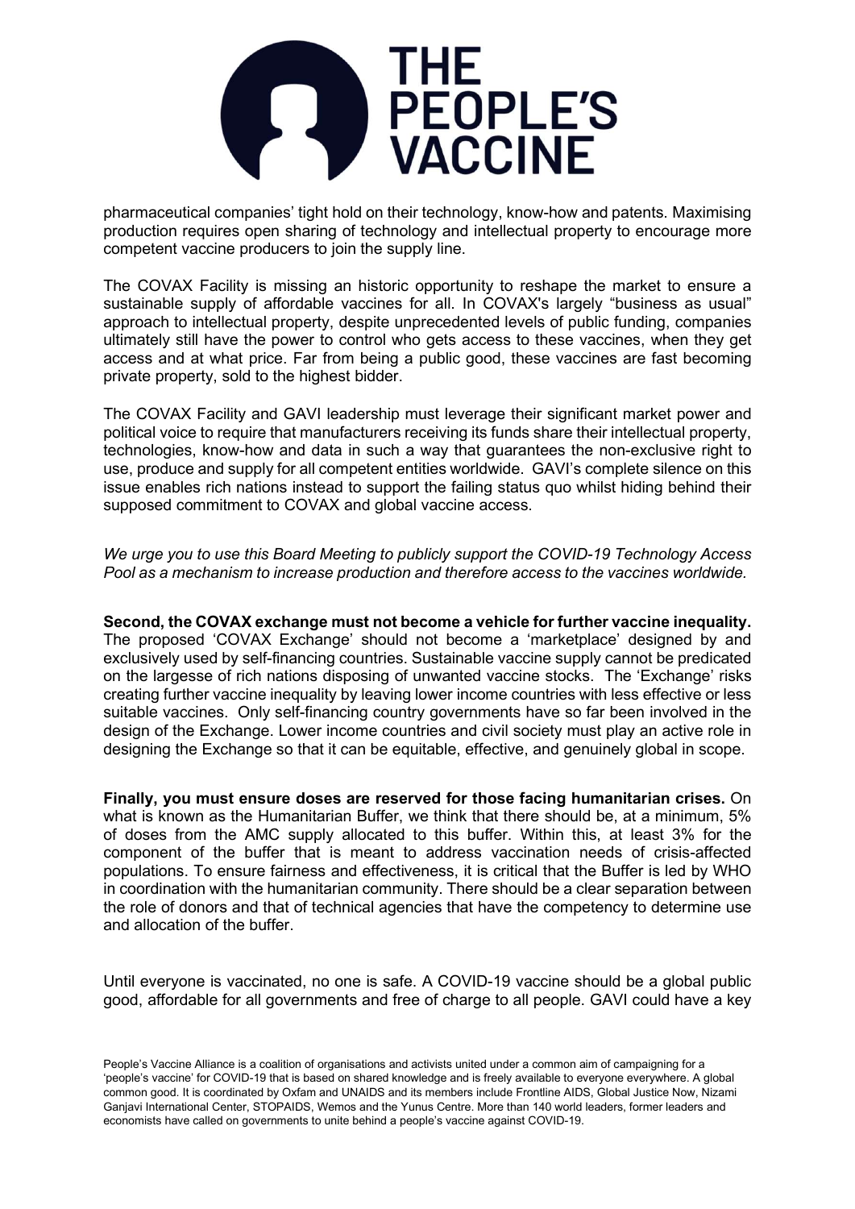pharmaceutical companies' tight hold on their technology, know-how and patents. Maximising production requires open sharing of technology and intellectual property to encourage more competent vaccine producers to join the supply line.

The COVAX Facility is missing an historic opportunity to reshape the market to ensure a sustainable supply of affordable vaccines for all. In COVAX's largely "business as usual" approach to intellectual property, despite unprecedented levels of public funding, companies ultimately still have the power to control who gets access to these vaccines, when they get access and at what price. Far from being a public good, these vaccines are fast becoming private property, sold to the highest bidder.

The COVAX Facility and GAVI leadership must leverage their significant market power and political voice to require that manufacturers receiving its funds share their intellectual property, technologies, know-how and data in such a way that guarantees the non-exclusive right to use, produce and supply for all competent entities worldwide. GAVI's complete silence on this issue enables rich nations instead to support the failing status quo whilst hiding behind their supposed commitment to COVAX and global vaccine access.

*We urge you to use this Board Meeting to publicly support the COVID-19 Technology Access Pool as a mechanism to increase production and therefore access to the vaccines worldwide.*

**Second, the COVAX exchange must not become a vehicle for further vaccine inequality.** The proposed 'COVAX Exchange' should not become a 'marketplace' designed by and exclusively used by self-financing countries. Sustainable vaccine supply cannot be predicated on the largesse of rich nations disposing of unwanted vaccine stocks. The 'Exchange' risks creating further vaccine inequality by leaving lower income countries with less effective or less suitable vaccines. Only self-financing country governments have so far been involved in the design of the Exchange. Lower income countries and civil society must play an active role in designing the Exchange so that it can be equitable, effective, and genuinely global in scope.

**Finally, you must ensure doses are reserved for those facing humanitarian crises.** On what is known as the Humanitarian Buffer, we think that there should be, at a minimum, 5% of doses from the AMC supply allocated to this buffer. Within this, at least 3% for the component of the buffer that is meant to address vaccination needs of crisis-affected populations. To ensure fairness and effectiveness, it is critical that the Buffer is led by WHO in coordination with the humanitarian community. There should be a clear separation between the role of donors and that of technical agencies that have the competency to determine use and allocation of the buffer.

Until everyone is vaccinated, no one is safe. A COVID-19 vaccine should be a global public good, affordable for all governments and free of charge to all people. GAVI could have a key

People's Vaccine Alliance is a coalition of organisations and activists united under a common aim of campaigning for a 'people's vaccine' for COVID-19 that is based on shared knowledge and is freely available to everyone everywhere. A global common good. It is coordinated by Oxfam and UNAIDS and its members include Frontline AIDS, Global Justice Now, Nizami Ganjavi International Center, STOPAIDS, Wemos and the Yunus Centre. More than 140 world leaders, former leaders and economists have called on governments to unite behind a people's vaccine against COVID-19.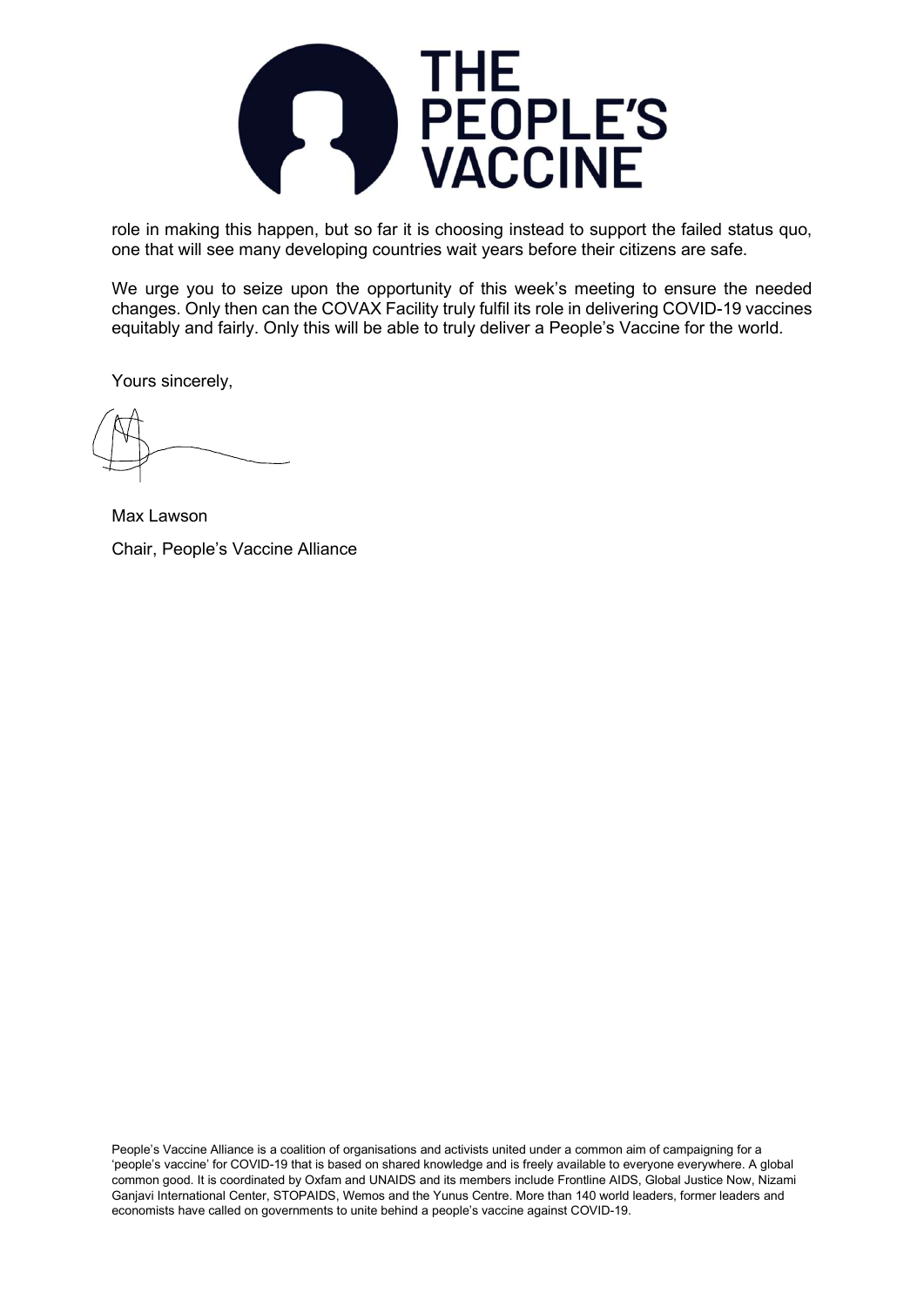role in making this happen, but so far it is choosing instead to support the failed status quo, one that will see many developing countries wait years before their citizens are safe.

We urge you to seize upon the opportunity of this week's meeting to ensure the needed changes. Only then can the COVAX Facility truly fulfil its role in delivering COVID-19 vaccines equitably and fairly. Only this will be able to truly deliver a People's Vaccine for the world.

Yours sincerely,

Max Lawson

Chair, People's Vaccine Alliance

People's Vaccine Alliance is a coalition of organisations and activists united under a common aim of campaigning for a 'people's vaccine' for COVID-19 that is based on shared knowledge and is freely available to everyone everywhere. A global common good. It is coordinated by Oxfam and UNAIDS and its members include Frontline AIDS, Global Justice Now, Nizami Ganjavi International Center, STOPAIDS, Wemos and the Yunus Centre. More than 140 world leaders, former leaders and economists have called on governments to unite behind a people's vaccine against COVID-19.